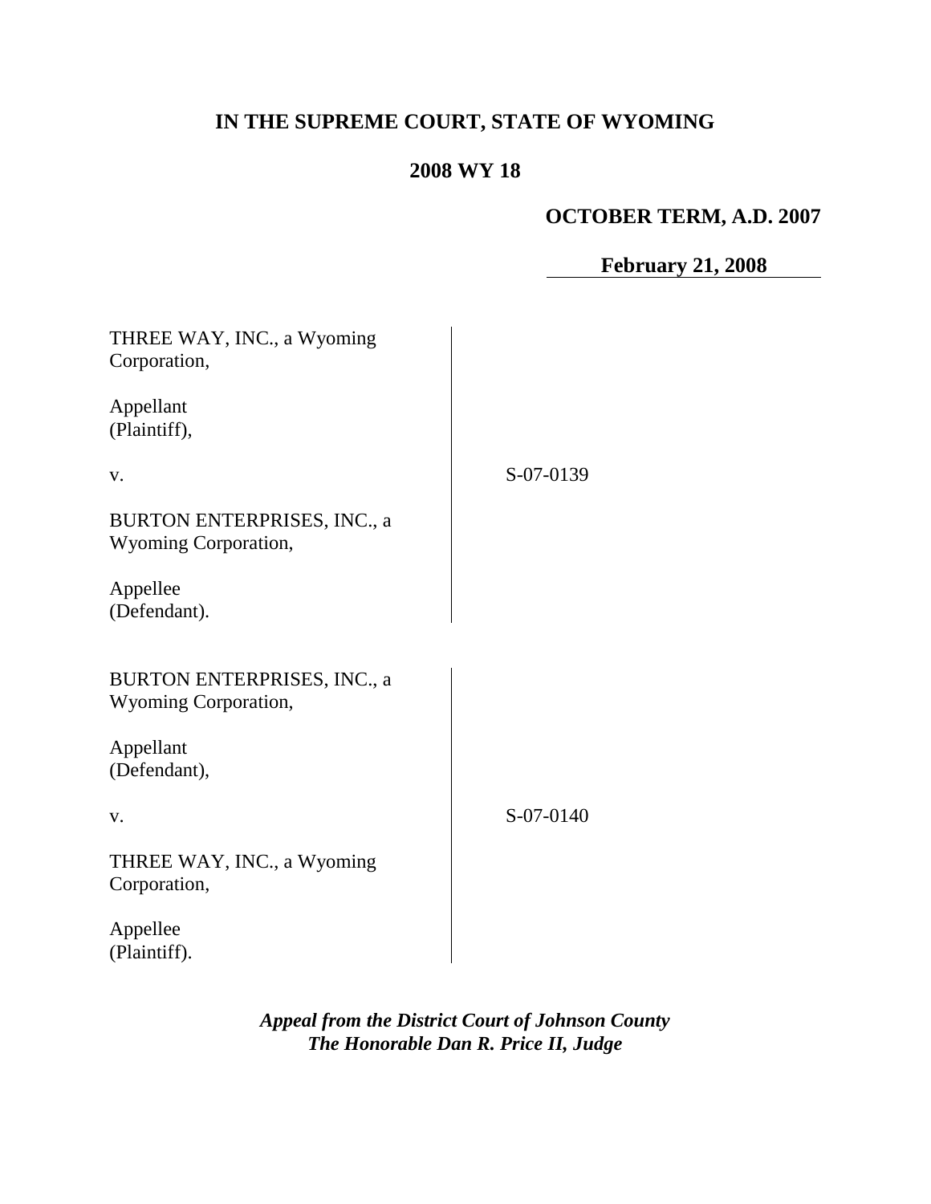**IN THE SUPREME COURT, STATE OF WYOMING**

**2008 WY 18**

**OCTOBER TERM, A.D. 2007**

**February 21, 2008**

| | |
|---|---|
| THREE WAY, INC., a Wyoming Corporation,<br><br>Appellant<br>(Plaintiff),<br><br>v.<br><br>BURTON ENTERPRISES, INC., a Wyoming Corporation,<br><br>Appellee<br>(Defendant). | S-07-0139 |
| BURTON ENTERPRISES, INC., a Wyoming Corporation,<br><br>Appellant<br>(Defendant),<br><br>v.<br><br>THREE WAY, INC., a Wyoming Corporation,<br><br>Appellee<br>(Plaintiff). | S-07-0140 |

***Appeal from the District Court of Johnson County***
***The Honorable Dan R. Price II, Judge***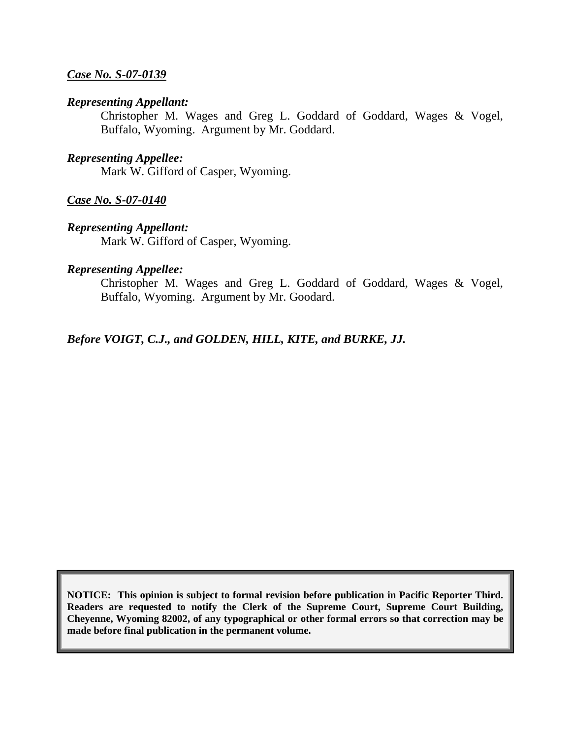***Case No. S-07-0139***

***Representing Appellant:***

Christopher M. Wages and Greg L. Goddard of Goddard, Wages & Vogel, Buffalo, Wyoming. Argument by Mr. Goddard.

***Representing Appellee:***

Mark W. Gifford of Casper, Wyoming.

***Case No. S-07-0140***

***Representing Appellant:***

Mark W. Gifford of Casper, Wyoming.

***Representing Appellee:***

Christopher M. Wages and Greg L. Goddard of Goddard, Wages & Vogel, Buffalo, Wyoming. Argument by Mr. Goodard.

***Before VOIGT, C.J., and GOLDEN, HILL, KITE, and BURKE, JJ.***

**NOTICE: This opinion is subject to formal revision before publication in Pacific Reporter Third. Readers are requested to notify the Clerk of the Supreme Court, Supreme Court Building, Cheyenne, Wyoming 82002, of any typographical or other formal errors so that correction may be made before final publication in the permanent volume.**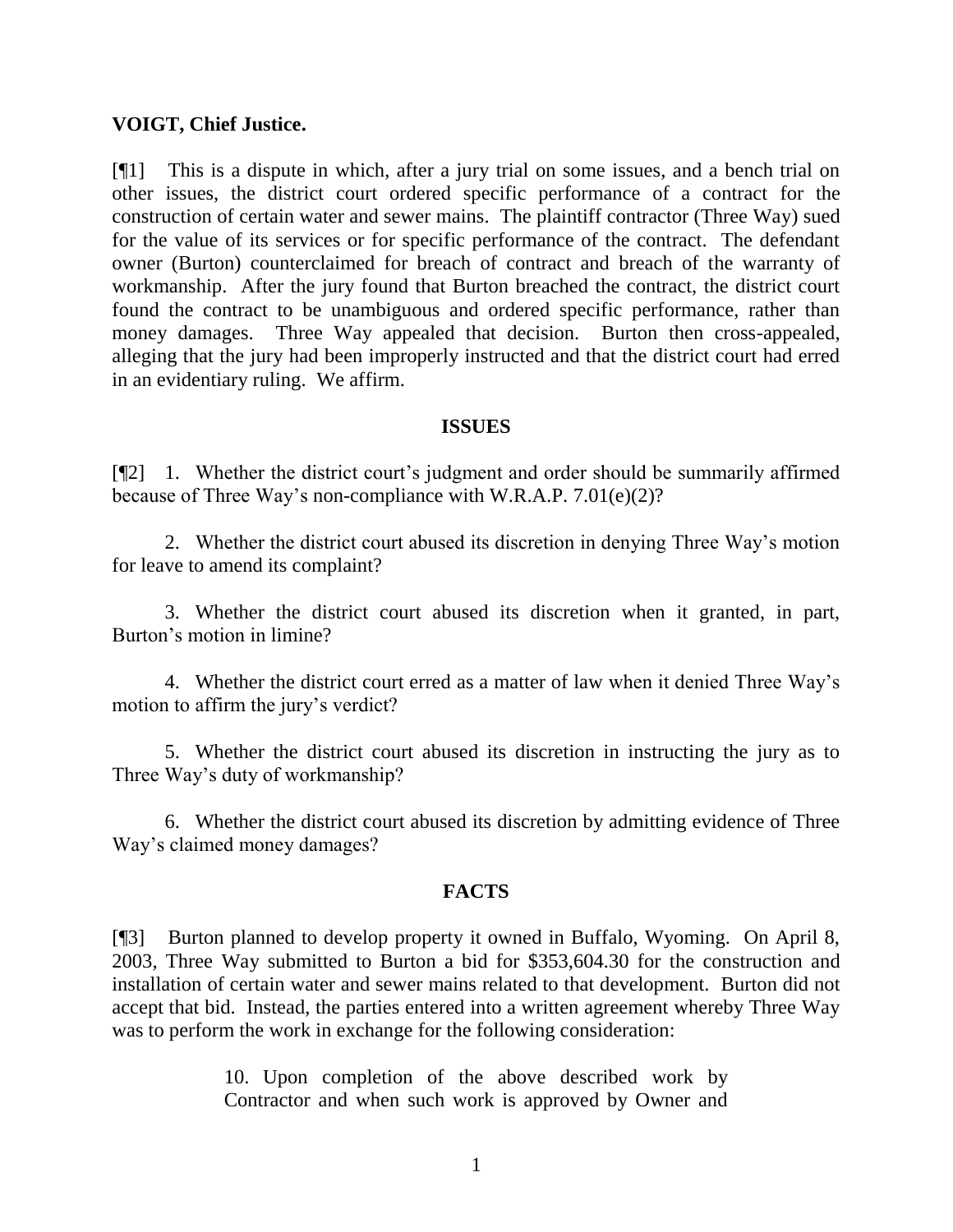**VOIGT, Chief Justice.**

[¶1] This is a dispute in which, after a jury trial on some issues, and a bench trial on other issues, the district court ordered specific performance of a contract for the construction of certain water and sewer mains. The plaintiff contractor (Three Way) sued for the value of its services or for specific performance of the contract. The defendant owner (Burton) counterclaimed for breach of contract and breach of the warranty of workmanship. After the jury found that Burton breached the contract, the district court found the contract to be unambiguous and ordered specific performance, rather than money damages. Three Way appealed that decision. Burton then cross-appealed, alleging that the jury had been improperly instructed and that the district court had erred in an evidentiary ruling. We affirm.

## ISSUES

[¶2] 1. Whether the district court's judgment and order should be summarily affirmed because of Three Way's non-compliance with W.R.A.P. 7.01(e)(2)?

2. Whether the district court abused its discretion in denying Three Way's motion for leave to amend its complaint?

3. Whether the district court abused its discretion when it granted, in part, Burton's motion in limine?

4. Whether the district court erred as a matter of law when it denied Three Way's motion to affirm the jury's verdict?

5. Whether the district court abused its discretion in instructing the jury as to Three Way's duty of workmanship?

6. Whether the district court abused its discretion by admitting evidence of Three Way's claimed money damages?

## FACTS

[¶3] Burton planned to develop property it owned in Buffalo, Wyoming. On April 8, 2003, Three Way submitted to Burton a bid for $353,604.30 for the construction and installation of certain water and sewer mains related to that development. Burton did not accept that bid. Instead, the parties entered into a written agreement whereby Three Way was to perform the work in exchange for the following consideration:

> 10. Upon completion of the above described work by Contractor and when such work is approved by Owner and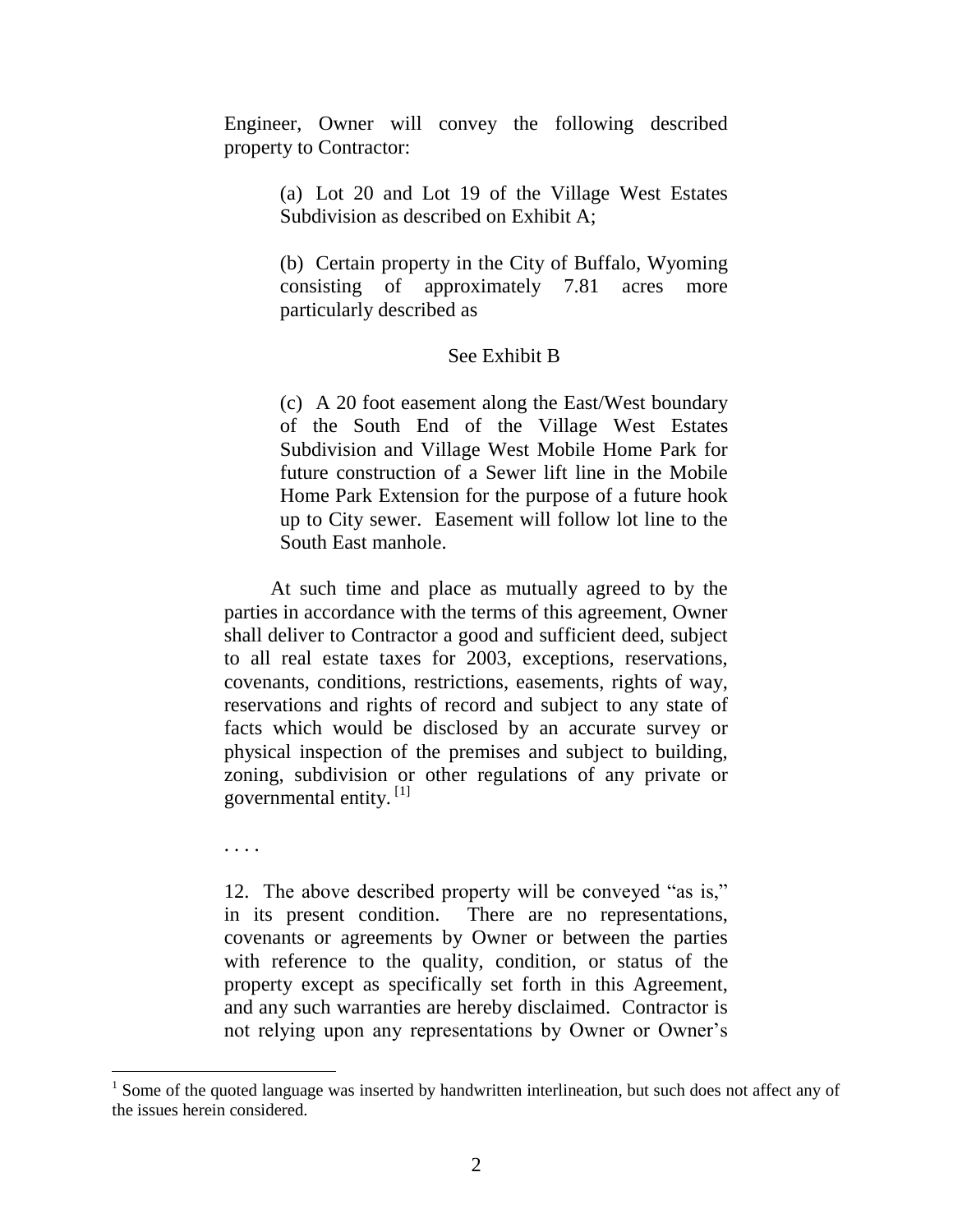Engineer, Owner will convey the following described property to Contractor:

> (a) Lot 20 and Lot 19 of the Village West Estates Subdivision as described on Exhibit A;
>
> (b) Certain property in the City of Buffalo, Wyoming consisting of approximately 7.81 acres more particularly described as
>
> See Exhibit B
>
> (c) A 20 foot easement along the East/West boundary of the South End of the Village West Estates Subdivision and Village West Mobile Home Park for future construction of a Sewer lift line in the Mobile Home Park Extension for the purpose of a future hook up to City sewer. Easement will follow lot line to the South East manhole.

At such time and place as mutually agreed to by the parties in accordance with the terms of this agreement, Owner shall deliver to Contractor a good and sufficient deed, subject to all real estate taxes for 2003, exceptions, reservations, covenants, conditions, restrictions, easements, rights of way, reservations and rights of record and subject to any state of facts which would be disclosed by an accurate survey or physical inspection of the premises and subject to building, zoning, subdivision or other regulations of any private or governmental entity. [1]

. . . .

12. The above described property will be conveyed "as is," in its present condition. There are no representations, covenants or agreements by Owner or between the parties with reference to the quality, condition, or status of the property except as specifically set forth in this Agreement, and any such warranties are hereby disclaimed. Contractor is not relying upon any representations by Owner or Owner's

---

[1] Some of the quoted language was inserted by handwritten interlineation, but such does not affect any of the issues herein considered.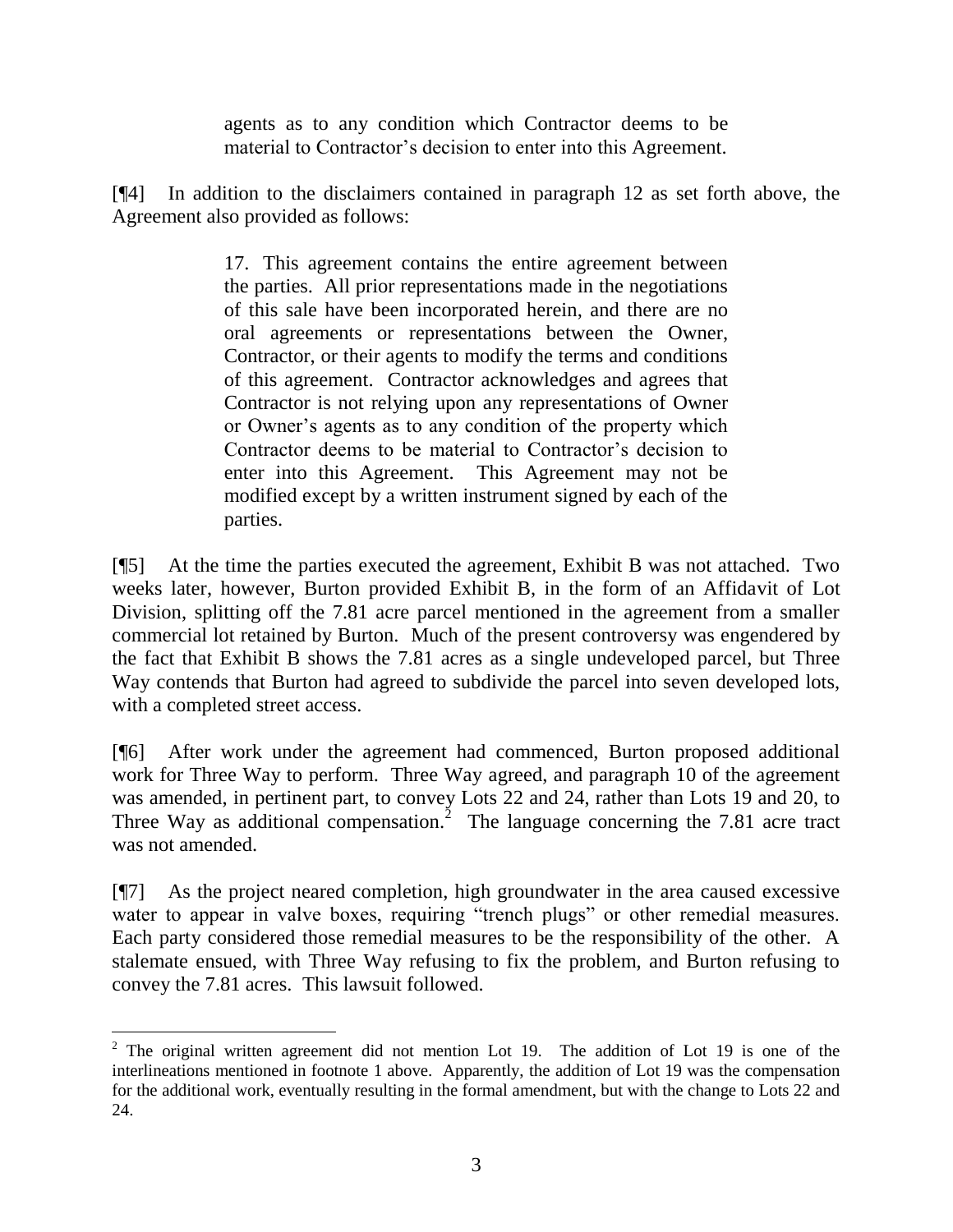> agents as to any condition which Contractor deems to be material to Contractor's decision to enter into this Agreement.

[¶4] In addition to the disclaimers contained in paragraph 12 as set forth above, the Agreement also provided as follows:

> 17. This agreement contains the entire agreement between the parties. All prior representations made in the negotiations of this sale have been incorporated herein, and there are no oral agreements or representations between the Owner, Contractor, or their agents to modify the terms and conditions of this agreement. Contractor acknowledges and agrees that Contractor is not relying upon any representations of Owner or Owner's agents as to any condition of the property which Contractor deems to be material to Contractor's decision to enter into this Agreement. This Agreement may not be modified except by a written instrument signed by each of the parties.

[¶5] At the time the parties executed the agreement, Exhibit B was not attached. Two weeks later, however, Burton provided Exhibit B, in the form of an Affidavit of Lot Division, splitting off the 7.81 acre parcel mentioned in the agreement from a smaller commercial lot retained by Burton. Much of the present controversy was engendered by the fact that Exhibit B shows the 7.81 acres as a single undeveloped parcel, but Three Way contends that Burton had agreed to subdivide the parcel into seven developed lots, with a completed street access.

[¶6] After work under the agreement had commenced, Burton proposed additional work for Three Way to perform. Three Way agreed, and paragraph 10 of the agreement was amended, in pertinent part, to convey Lots 22 and 24, rather than Lots 19 and 20, to Three Way as additional compensation.[2] The language concerning the 7.81 acre tract was not amended.

[¶7] As the project neared completion, high groundwater in the area caused excessive water to appear in valve boxes, requiring "trench plugs" or other remedial measures. Each party considered those remedial measures to be the responsibility of the other. A stalemate ensued, with Three Way refusing to fix the problem, and Burton refusing to convey the 7.81 acres. This lawsuit followed.

---

[2] The original written agreement did not mention Lot 19. The addition of Lot 19 is one of the interlineations mentioned in footnote 1 above. Apparently, the addition of Lot 19 was the compensation for the additional work, eventually resulting in the formal amendment, but with the change to Lots 22 and 24.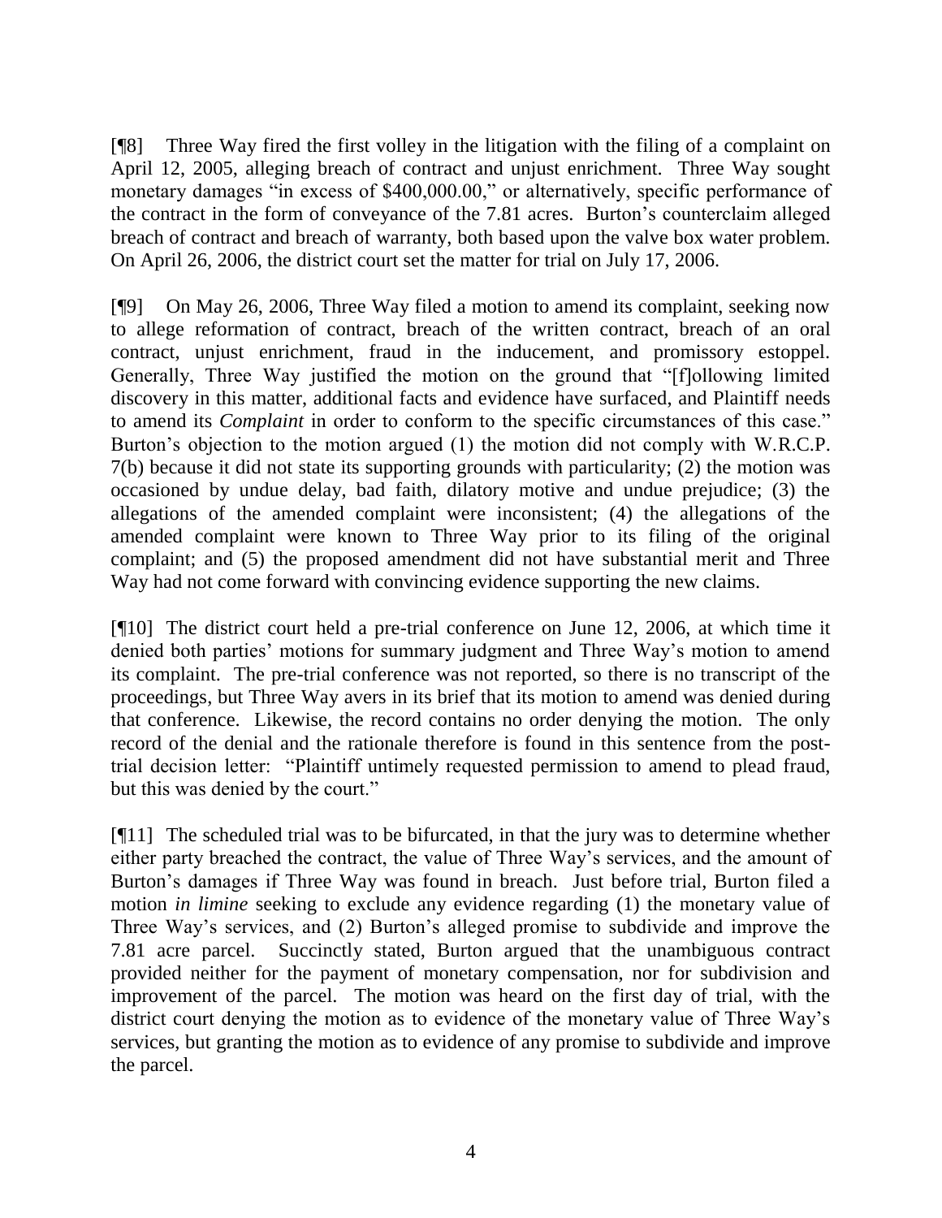[¶8] Three Way fired the first volley in the litigation with the filing of a complaint on April 12, 2005, alleging breach of contract and unjust enrichment. Three Way sought monetary damages "in excess of $400,000.00," or alternatively, specific performance of the contract in the form of conveyance of the 7.81 acres. Burton's counterclaim alleged breach of contract and breach of warranty, both based upon the valve box water problem. On April 26, 2006, the district court set the matter for trial on July 17, 2006.

[¶9] On May 26, 2006, Three Way filed a motion to amend its complaint, seeking now to allege reformation of contract, breach of the written contract, breach of an oral contract, unjust enrichment, fraud in the inducement, and promissory estoppel. Generally, Three Way justified the motion on the ground that "[f]ollowing limited discovery in this matter, additional facts and evidence have surfaced, and Plaintiff needs to amend its *Complaint* in order to conform to the specific circumstances of this case." Burton's objection to the motion argued (1) the motion did not comply with W.R.C.P. 7(b) because it did not state its supporting grounds with particularity; (2) the motion was occasioned by undue delay, bad faith, dilatory motive and undue prejudice; (3) the allegations of the amended complaint were inconsistent; (4) the allegations of the amended complaint were known to Three Way prior to its filing of the original complaint; and (5) the proposed amendment did not have substantial merit and Three Way had not come forward with convincing evidence supporting the new claims.

[¶10] The district court held a pre-trial conference on June 12, 2006, at which time it denied both parties' motions for summary judgment and Three Way's motion to amend its complaint. The pre-trial conference was not reported, so there is no transcript of the proceedings, but Three Way avers in its brief that its motion to amend was denied during that conference. Likewise, the record contains no order denying the motion. The only record of the denial and the rationale therefore is found in this sentence from the post-trial decision letter: "Plaintiff untimely requested permission to amend to plead fraud, but this was denied by the court."

[¶11] The scheduled trial was to be bifurcated, in that the jury was to determine whether either party breached the contract, the value of Three Way's services, and the amount of Burton's damages if Three Way was found in breach. Just before trial, Burton filed a motion *in limine* seeking to exclude any evidence regarding (1) the monetary value of Three Way's services, and (2) Burton's alleged promise to subdivide and improve the 7.81 acre parcel. Succinctly stated, Burton argued that the unambiguous contract provided neither for the payment of monetary compensation, nor for subdivision and improvement of the parcel. The motion was heard on the first day of trial, with the district court denying the motion as to evidence of the monetary value of Three Way's services, but granting the motion as to evidence of any promise to subdivide and improve the parcel.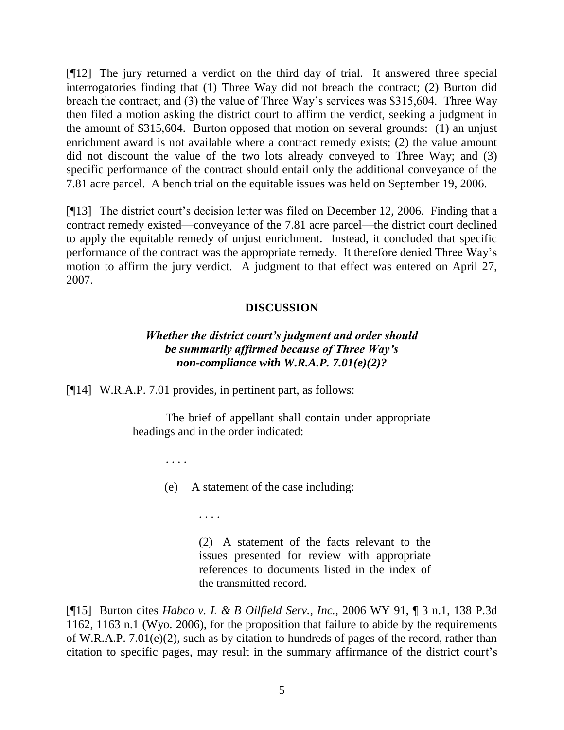[¶12] The jury returned a verdict on the third day of trial. It answered three special interrogatories finding that (1) Three Way did not breach the contract; (2) Burton did breach the contract; and (3) the value of Three Way's services was $315,604. Three Way then filed a motion asking the district court to affirm the verdict, seeking a judgment in the amount of $315,604. Burton opposed that motion on several grounds: (1) an unjust enrichment award is not available where a contract remedy exists; (2) the value amount did not discount the value of the two lots already conveyed to Three Way; and (3) specific performance of the contract should entail only the additional conveyance of the 7.81 acre parcel. A bench trial on the equitable issues was held on September 19, 2006.

[¶13] The district court's decision letter was filed on December 12, 2006. Finding that a contract remedy existed—conveyance of the 7.81 acre parcel—the district court declined to apply the equitable remedy of unjust enrichment. Instead, it concluded that specific performance of the contract was the appropriate remedy. It therefore denied Three Way's motion to affirm the jury verdict. A judgment to that effect was entered on April 27, 2007.

## DISCUSSION

### *Whether the district court's judgment and order should be summarily affirmed because of Three Way's non-compliance with W.R.A.P. 7.01(e)(2)?*

[¶14] W.R.A.P. 7.01 provides, in pertinent part, as follows:

> The brief of appellant shall contain under appropriate headings and in the order indicated:
>
> . . . .
>
> (e) A statement of the case including:
>
> . . . .
>
> (2) A statement of the facts relevant to the issues presented for review with appropriate references to documents listed in the index of the transmitted record.

[¶15] Burton cites *Habco v. L & B Oilfield Serv., Inc.*, 2006 WY 91, ¶ 3 n.1, 138 P.3d 1162, 1163 n.1 (Wyo. 2006), for the proposition that failure to abide by the requirements of W.R.A.P. 7.01(e)(2), such as by citation to hundreds of pages of the record, rather than citation to specific pages, may result in the summary affirmance of the district court's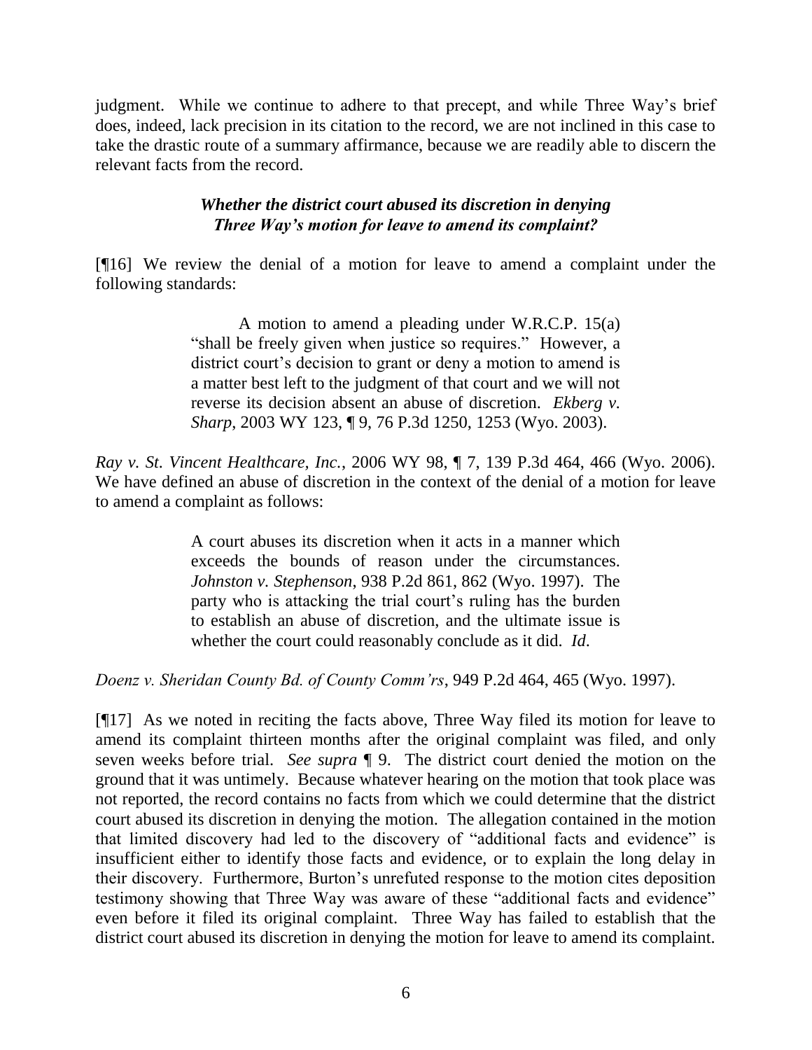judgment. While we continue to adhere to that precept, and while Three Way's brief does, indeed, lack precision in its citation to the record, we are not inclined in this case to take the drastic route of a summary affirmance, because we are readily able to discern the relevant facts from the record.

### *Whether the district court abused its discretion in denying Three Way's motion for leave to amend its complaint?*

[¶16] We review the denial of a motion for leave to amend a complaint under the following standards:

> A motion to amend a pleading under W.R.C.P. 15(a) "shall be freely given when justice so requires." However, a district court's decision to grant or deny a motion to amend is a matter best left to the judgment of that court and we will not reverse its decision absent an abuse of discretion. *Ekberg v. Sharp*, 2003 WY 123, ¶ 9, 76 P.3d 1250, 1253 (Wyo. 2003).

*Ray v. St. Vincent Healthcare, Inc.*, 2006 WY 98, ¶ 7, 139 P.3d 464, 466 (Wyo. 2006). We have defined an abuse of discretion in the context of the denial of a motion for leave to amend a complaint as follows:

> A court abuses its discretion when it acts in a manner which exceeds the bounds of reason under the circumstances. *Johnston v. Stephenson*, 938 P.2d 861, 862 (Wyo. 1997). The party who is attacking the trial court's ruling has the burden to establish an abuse of discretion, and the ultimate issue is whether the court could reasonably conclude as it did. *Id*.

*Doenz v. Sheridan County Bd. of County Comm'rs*, 949 P.2d 464, 465 (Wyo. 1997).

[¶17] As we noted in reciting the facts above, Three Way filed its motion for leave to amend its complaint thirteen months after the original complaint was filed, and only seven weeks before trial. *See supra* ¶ 9. The district court denied the motion on the ground that it was untimely. Because whatever hearing on the motion that took place was not reported, the record contains no facts from which we could determine that the district court abused its discretion in denying the motion. The allegation contained in the motion that limited discovery had led to the discovery of "additional facts and evidence" is insufficient either to identify those facts and evidence, or to explain the long delay in their discovery. Furthermore, Burton's unrefuted response to the motion cites deposition testimony showing that Three Way was aware of these "additional facts and evidence" even before it filed its original complaint. Three Way has failed to establish that the district court abused its discretion in denying the motion for leave to amend its complaint.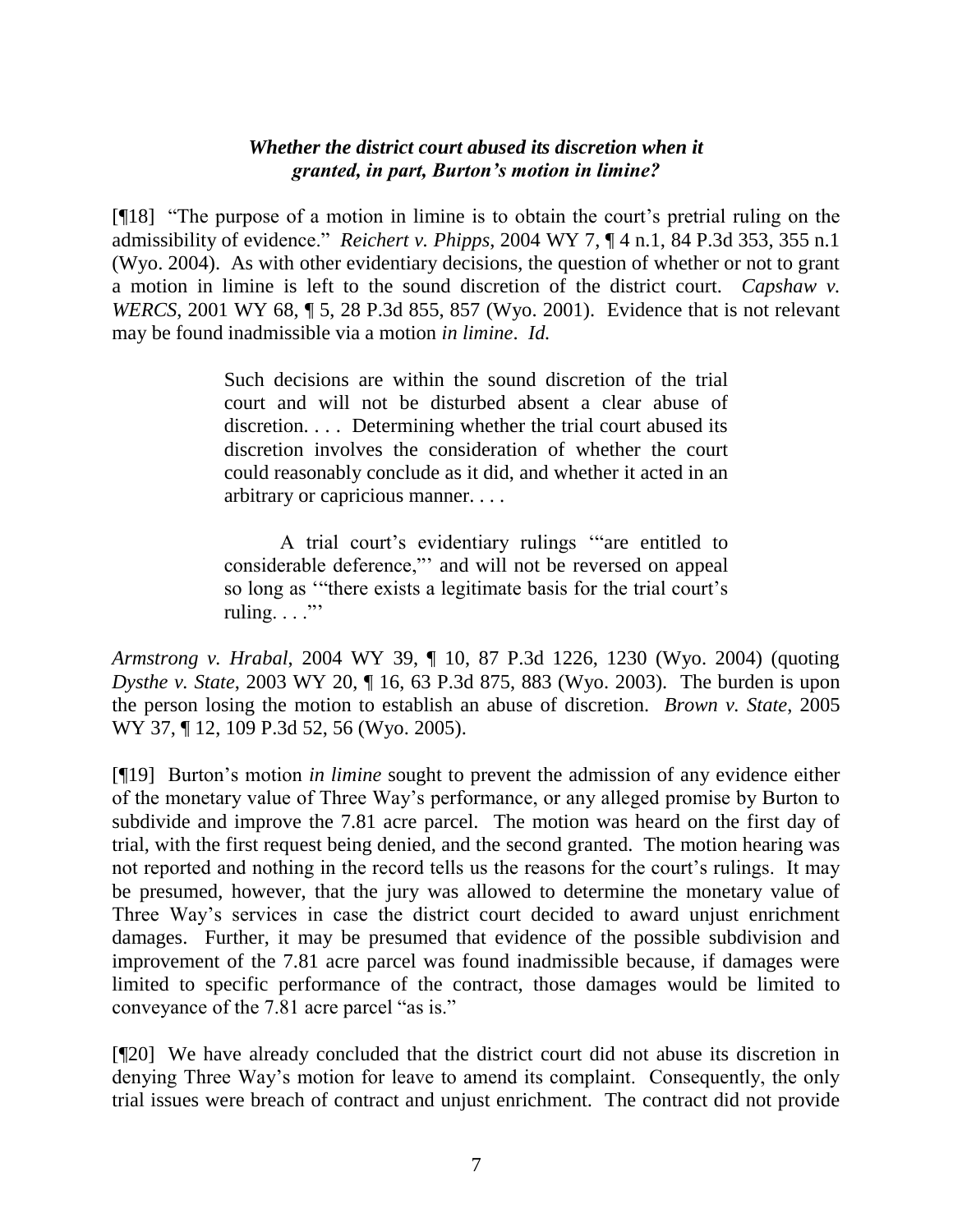### *Whether the district court abused its discretion when it granted, in part, Burton's motion in limine?*

[¶18] "The purpose of a motion in limine is to obtain the court's pretrial ruling on the admissibility of evidence." *Reichert v. Phipps*, 2004 WY 7, ¶ 4 n.1, 84 P.3d 353, 355 n.1 (Wyo. 2004). As with other evidentiary decisions, the question of whether or not to grant a motion in limine is left to the sound discretion of the district court. *Capshaw v. WERCS*, 2001 WY 68, ¶ 5, 28 P.3d 855, 857 (Wyo. 2001). Evidence that is not relevant may be found inadmissible via a motion *in limine*. *Id.*

> Such decisions are within the sound discretion of the trial court and will not be disturbed absent a clear abuse of discretion. . . . Determining whether the trial court abused its discretion involves the consideration of whether the court could reasonably conclude as it did, and whether it acted in an arbitrary or capricious manner. . . .
>
> A trial court's evidentiary rulings '"are entitled to considerable deference,"' and will not be reversed on appeal so long as '"there exists a legitimate basis for the trial court's ruling. . . ."'

*Armstrong v. Hrabal*, 2004 WY 39, ¶ 10, 87 P.3d 1226, 1230 (Wyo. 2004) (quoting *Dysthe v. State*, 2003 WY 20, ¶ 16, 63 P.3d 875, 883 (Wyo. 2003). The burden is upon the person losing the motion to establish an abuse of discretion. *Brown v. State*, 2005 WY 37, ¶ 12, 109 P.3d 52, 56 (Wyo. 2005).

[¶19] Burton's motion *in limine* sought to prevent the admission of any evidence either of the monetary value of Three Way's performance, or any alleged promise by Burton to subdivide and improve the 7.81 acre parcel. The motion was heard on the first day of trial, with the first request being denied, and the second granted. The motion hearing was not reported and nothing in the record tells us the reasons for the court's rulings. It may be presumed, however, that the jury was allowed to determine the monetary value of Three Way's services in case the district court decided to award unjust enrichment damages. Further, it may be presumed that evidence of the possible subdivision and improvement of the 7.81 acre parcel was found inadmissible because, if damages were limited to specific performance of the contract, those damages would be limited to conveyance of the 7.81 acre parcel "as is."

[¶20] We have already concluded that the district court did not abuse its discretion in denying Three Way's motion for leave to amend its complaint. Consequently, the only trial issues were breach of contract and unjust enrichment. The contract did not provide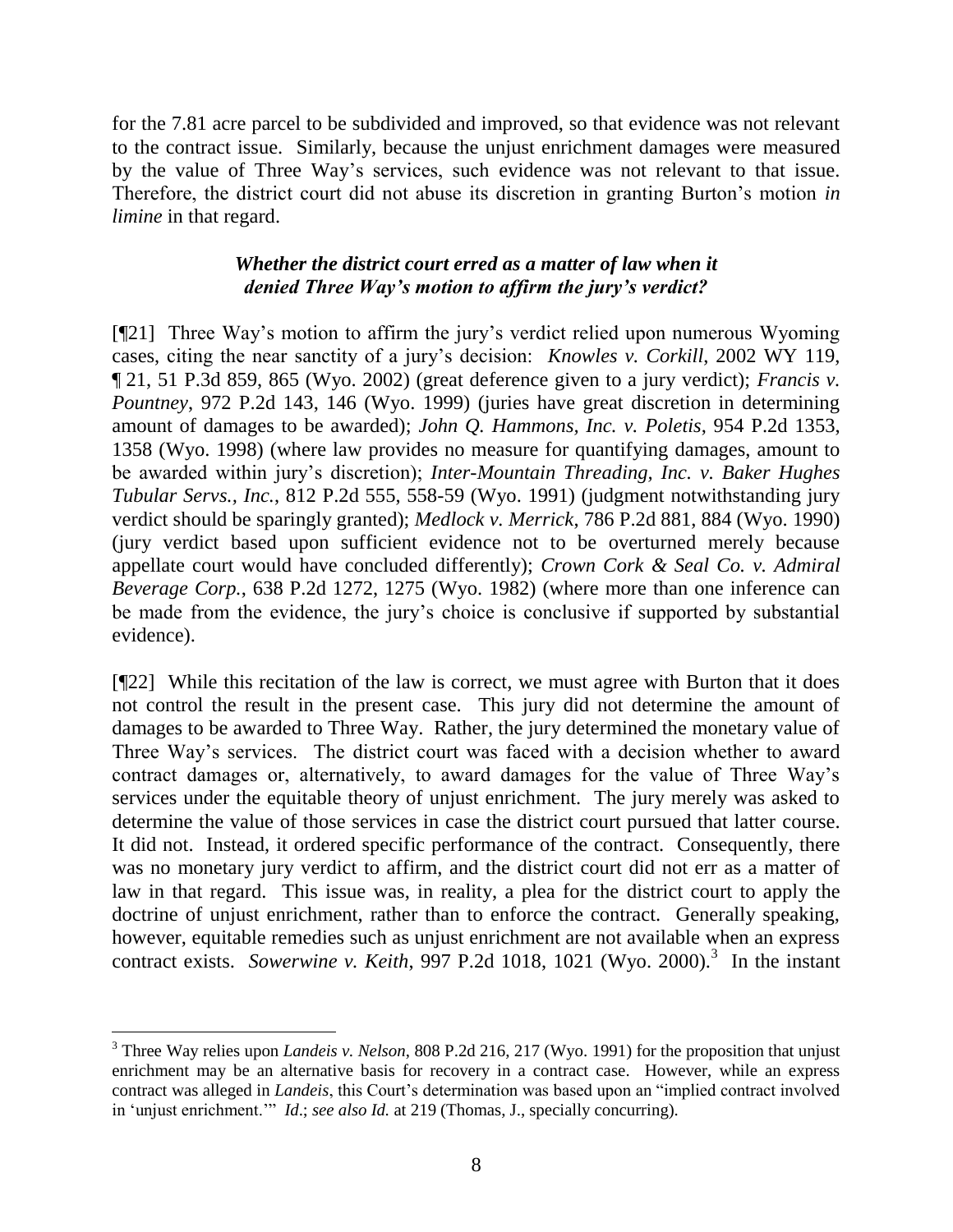for the 7.81 acre parcel to be subdivided and improved, so that evidence was not relevant to the contract issue. Similarly, because the unjust enrichment damages were measured by the value of Three Way's services, such evidence was not relevant to that issue. Therefore, the district court did not abuse its discretion in granting Burton's motion *in limine* in that regard.

***Whether the district court erred as a matter of law when it denied Three Way's motion to affirm the jury's verdict?***

[¶21] Three Way's motion to affirm the jury's verdict relied upon numerous Wyoming cases, citing the near sanctity of a jury's decision: *Knowles v. Corkill*, 2002 WY 119, ¶ 21, 51 P.3d 859, 865 (Wyo. 2002) (great deference given to a jury verdict); *Francis v. Pountney*, 972 P.2d 143, 146 (Wyo. 1999) (juries have great discretion in determining amount of damages to be awarded); *John Q. Hammons, Inc. v. Poletis*, 954 P.2d 1353, 1358 (Wyo. 1998) (where law provides no measure for quantifying damages, amount to be awarded within jury's discretion); *Inter-Mountain Threading, Inc. v. Baker Hughes Tubular Servs., Inc.*, 812 P.2d 555, 558-59 (Wyo. 1991) (judgment notwithstanding jury verdict should be sparingly granted); *Medlock v. Merrick*, 786 P.2d 881, 884 (Wyo. 1990) (jury verdict based upon sufficient evidence not to be overturned merely because appellate court would have concluded differently); *Crown Cork & Seal Co. v. Admiral Beverage Corp.*, 638 P.2d 1272, 1275 (Wyo. 1982) (where more than one inference can be made from the evidence, the jury's choice is conclusive if supported by substantial evidence).

[¶22] While this recitation of the law is correct, we must agree with Burton that it does not control the result in the present case. This jury did not determine the amount of damages to be awarded to Three Way. Rather, the jury determined the monetary value of Three Way's services. The district court was faced with a decision whether to award contract damages or, alternatively, to award damages for the value of Three Way's services under the equitable theory of unjust enrichment. The jury merely was asked to determine the value of those services in case the district court pursued that latter course. It did not. Instead, it ordered specific performance of the contract. Consequently, there was no monetary jury verdict to affirm, and the district court did not err as a matter of law in that regard. This issue was, in reality, a plea for the district court to apply the doctrine of unjust enrichment, rather than to enforce the contract. Generally speaking, however, equitable remedies such as unjust enrichment are not available when an express contract exists. *Sowerwine v. Keith*, 997 P.2d 1018, 1021 (Wyo. 2000).[3] In the instant

---

[3] Three Way relies upon *Landeis v. Nelson*, 808 P.2d 216, 217 (Wyo. 1991) for the proposition that unjust enrichment may be an alternative basis for recovery in a contract case. However, while an express contract was alleged in *Landeis*, this Court's determination was based upon an "implied contract involved in 'unjust enrichment.'" *Id.*; *see also Id.* at 219 (Thomas, J., specially concurring).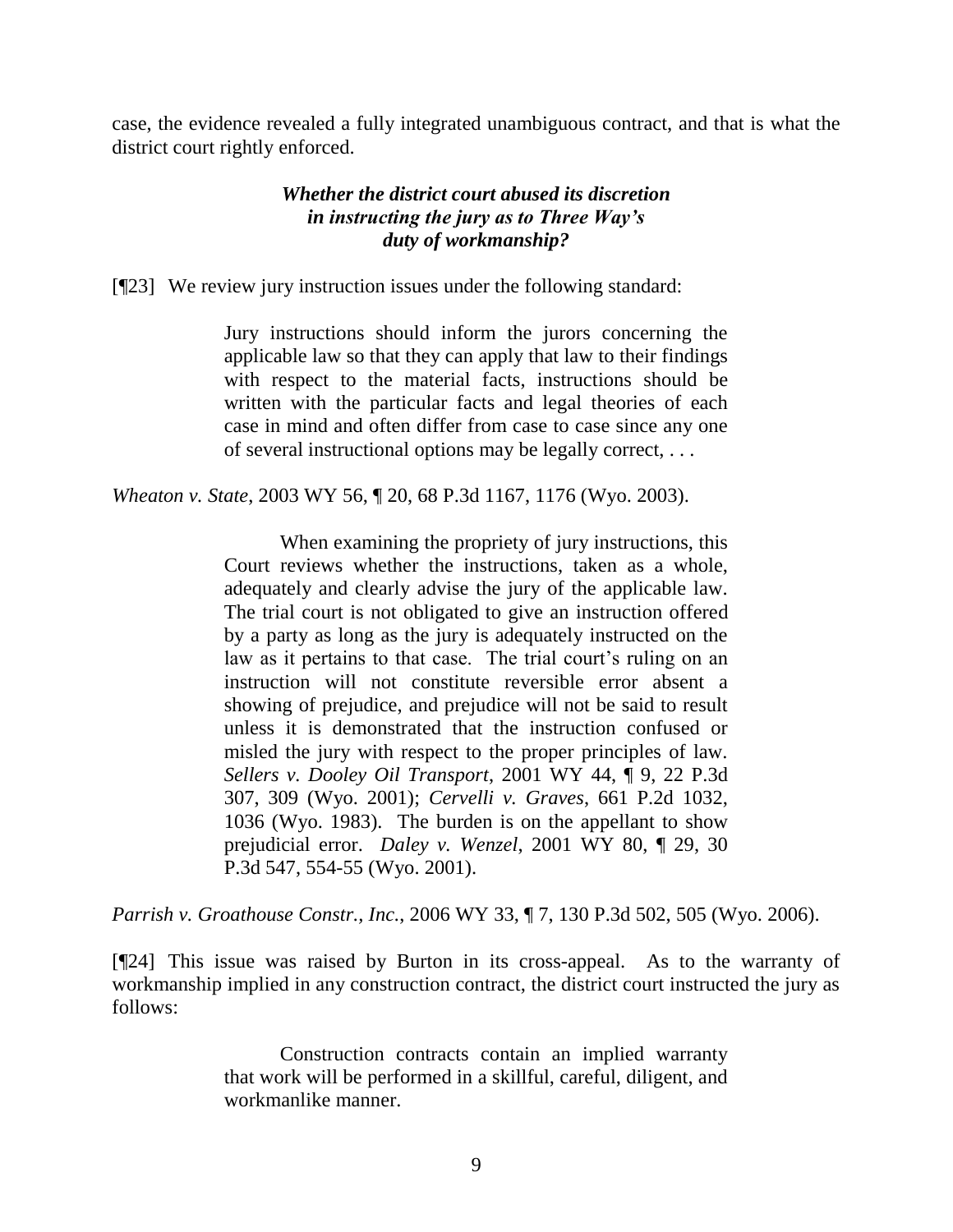case, the evidence revealed a fully integrated unambiguous contract, and that is what the district court rightly enforced.

### *Whether the district court abused its discretion in instructing the jury as to Three Way's duty of workmanship?*

[¶23] We review jury instruction issues under the following standard:

> Jury instructions should inform the jurors concerning the applicable law so that they can apply that law to their findings with respect to the material facts, instructions should be written with the particular facts and legal theories of each case in mind and often differ from case to case since any one of several instructional options may be legally correct, . . .

*Wheaton v. State*, 2003 WY 56, ¶ 20, 68 P.3d 1167, 1176 (Wyo. 2003).

> When examining the propriety of jury instructions, this Court reviews whether the instructions, taken as a whole, adequately and clearly advise the jury of the applicable law. The trial court is not obligated to give an instruction offered by a party as long as the jury is adequately instructed on the law as it pertains to that case. The trial court's ruling on an instruction will not constitute reversible error absent a showing of prejudice, and prejudice will not be said to result unless it is demonstrated that the instruction confused or misled the jury with respect to the proper principles of law. *Sellers v. Dooley Oil Transport*, 2001 WY 44, ¶ 9, 22 P.3d 307, 309 (Wyo. 2001); *Cervelli v. Graves*, 661 P.2d 1032, 1036 (Wyo. 1983). The burden is on the appellant to show prejudicial error. *Daley v. Wenzel*, 2001 WY 80, ¶ 29, 30 P.3d 547, 554-55 (Wyo. 2001).

*Parrish v. Groathouse Constr., Inc.*, 2006 WY 33, ¶ 7, 130 P.3d 502, 505 (Wyo. 2006).

[¶24] This issue was raised by Burton in its cross-appeal. As to the warranty of workmanship implied in any construction contract, the district court instructed the jury as follows:

> Construction contracts contain an implied warranty that work will be performed in a skillful, careful, diligent, and workmanlike manner.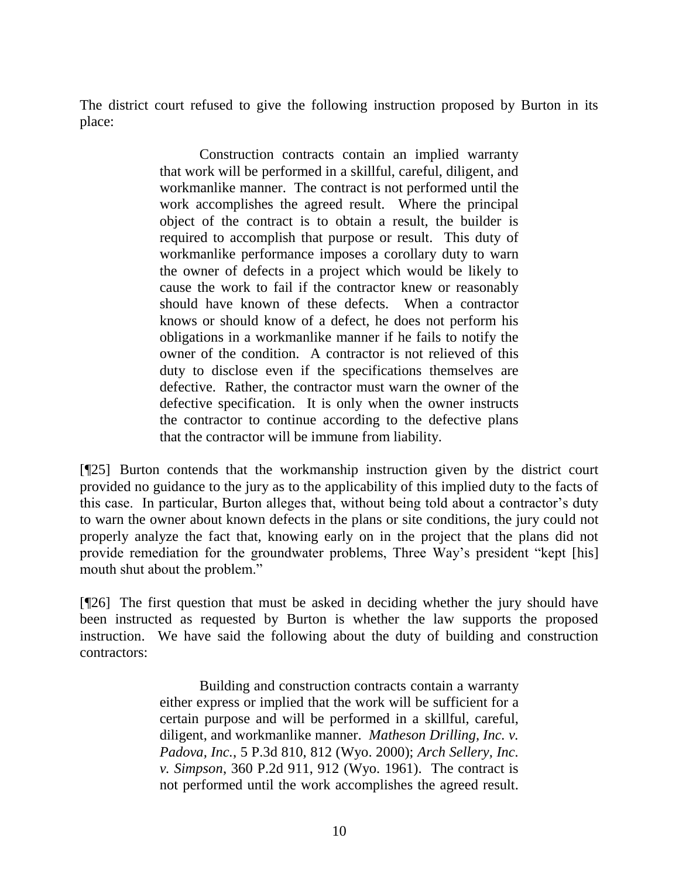The district court refused to give the following instruction proposed by Burton in its place:

> Construction contracts contain an implied warranty that work will be performed in a skillful, careful, diligent, and workmanlike manner. The contract is not performed until the work accomplishes the agreed result. Where the principal object of the contract is to obtain a result, the builder is required to accomplish that purpose or result. This duty of workmanlike performance imposes a corollary duty to warn the owner of defects in a project which would be likely to cause the work to fail if the contractor knew or reasonably should have known of these defects. When a contractor knows or should know of a defect, he does not perform his obligations in a workmanlike manner if he fails to notify the owner of the condition. A contractor is not relieved of this duty to disclose even if the specifications themselves are defective. Rather, the contractor must warn the owner of the defective specification. It is only when the owner instructs the contractor to continue according to the defective plans that the contractor will be immune from liability.

[¶25] Burton contends that the workmanship instruction given by the district court provided no guidance to the jury as to the applicability of this implied duty to the facts of this case. In particular, Burton alleges that, without being told about a contractor's duty to warn the owner about known defects in the plans or site conditions, the jury could not properly analyze the fact that, knowing early on in the project that the plans did not provide remediation for the groundwater problems, Three Way's president "kept [his] mouth shut about the problem."

[¶26] The first question that must be asked in deciding whether the jury should have been instructed as requested by Burton is whether the law supports the proposed instruction. We have said the following about the duty of building and construction contractors:

> Building and construction contracts contain a warranty either express or implied that the work will be sufficient for a certain purpose and will be performed in a skillful, careful, diligent, and workmanlike manner. *Matheson Drilling, Inc. v. Padova, Inc.*, 5 P.3d 810, 812 (Wyo. 2000); *Arch Sellery, Inc. v. Simpson*, 360 P.2d 911, 912 (Wyo. 1961). The contract is not performed until the work accomplishes the agreed result.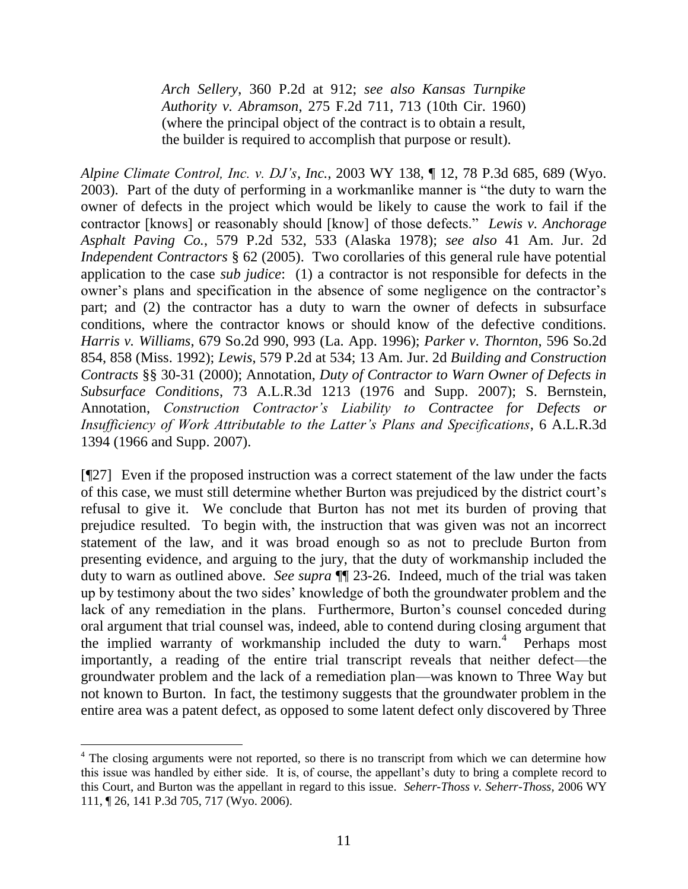> *Arch Sellery*, 360 P.2d at 912; *see also Kansas Turnpike Authority v. Abramson*, 275 F.2d 711, 713 (10th Cir. 1960) (where the principal object of the contract is to obtain a result, the builder is required to accomplish that purpose or result).

*Alpine Climate Control, Inc. v. DJ's, Inc.*, 2003 WY 138, ¶ 12, 78 P.3d 685, 689 (Wyo. 2003). Part of the duty of performing in a workmanlike manner is "the duty to warn the owner of defects in the project which would be likely to cause the work to fail if the contractor [knows] or reasonably should [know] of those defects." *Lewis v. Anchorage Asphalt Paving Co.*, 579 P.2d 532, 533 (Alaska 1978); *see also* 41 Am. Jur. 2d *Independent Contractors* § 62 (2005). Two corollaries of this general rule have potential application to the case *sub judice*: (1) a contractor is not responsible for defects in the owner's plans and specification in the absence of some negligence on the contractor's part; and (2) the contractor has a duty to warn the owner of defects in subsurface conditions, where the contractor knows or should know of the defective conditions. *Harris v. Williams*, 679 So.2d 990, 993 (La. App. 1996); *Parker v. Thornton*, 596 So.2d 854, 858 (Miss. 1992); *Lewis*, 579 P.2d at 534; 13 Am. Jur. 2d *Building and Construction Contracts* §§ 30-31 (2000); Annotation, *Duty of Contractor to Warn Owner of Defects in Subsurface Conditions*, 73 A.L.R.3d 1213 (1976 and Supp. 2007); S. Bernstein, Annotation, *Construction Contractor's Liability to Contractee for Defects or Insufficiency of Work Attributable to the Latter's Plans and Specifications*, 6 A.L.R.3d 1394 (1966 and Supp. 2007).

[¶27] Even if the proposed instruction was a correct statement of the law under the facts of this case, we must still determine whether Burton was prejudiced by the district court's refusal to give it. We conclude that Burton has not met its burden of proving that prejudice resulted. To begin with, the instruction that was given was not an incorrect statement of the law, and it was broad enough so as not to preclude Burton from presenting evidence, and arguing to the jury, that the duty of workmanship included the duty to warn as outlined above. *See supra* ¶¶ 23-26. Indeed, much of the trial was taken up by testimony about the two sides' knowledge of both the groundwater problem and the lack of any remediation in the plans. Furthermore, Burton's counsel conceded during oral argument that trial counsel was, indeed, able to contend during closing argument that the implied warranty of workmanship included the duty to warn.[4] Perhaps most importantly, a reading of the entire trial transcript reveals that neither defect—the groundwater problem and the lack of a remediation plan—was known to Three Way but not known to Burton. In fact, the testimony suggests that the groundwater problem in the entire area was a patent defect, as opposed to some latent defect only discovered by Three

[4] The closing arguments were not reported, so there is no transcript from which we can determine how this issue was handled by either side. It is, of course, the appellant's duty to bring a complete record to this Court, and Burton was the appellant in regard to this issue. *Seherr-Thoss v. Seherr-Thoss*, 2006 WY 111, ¶ 26, 141 P.3d 705, 717 (Wyo. 2006).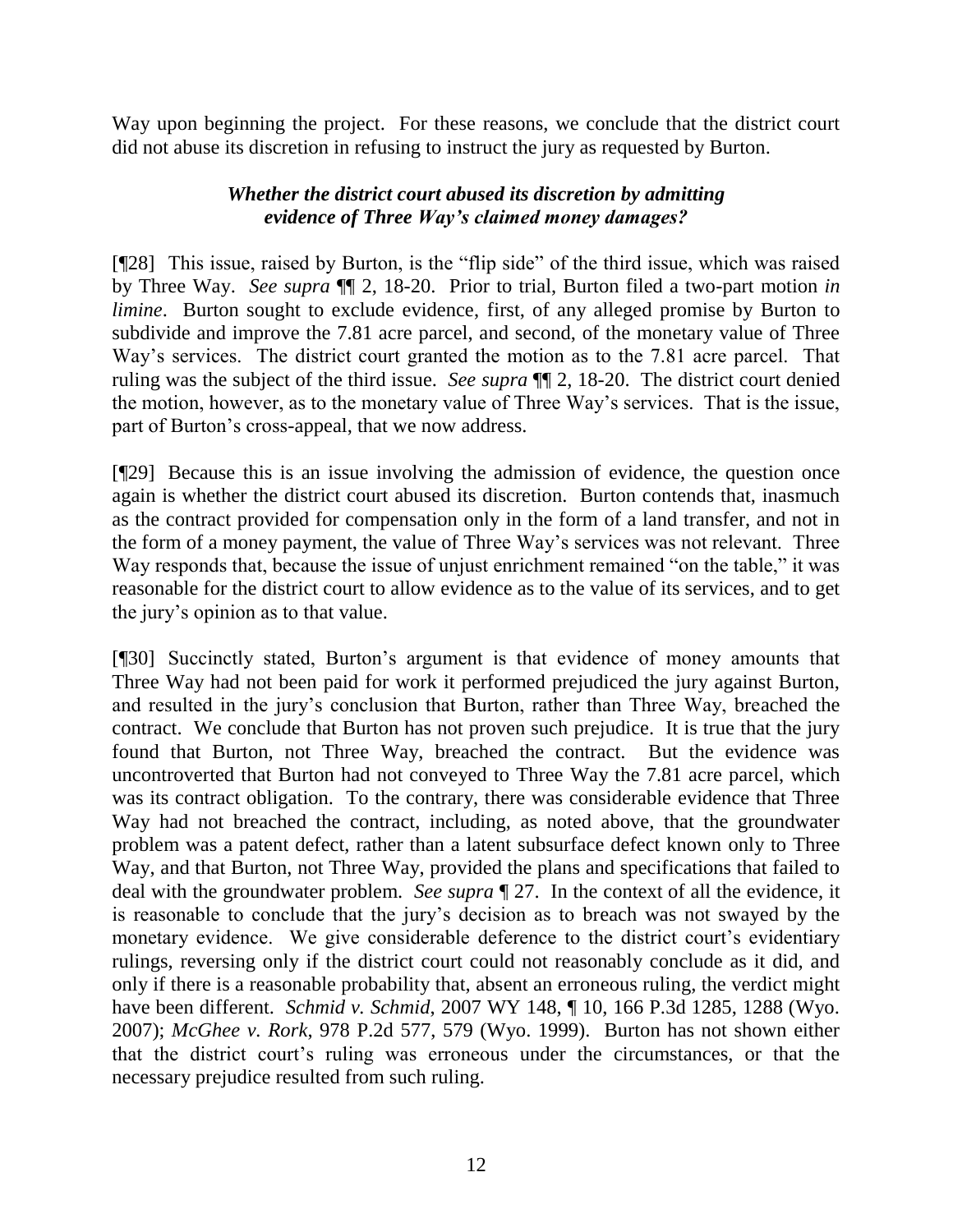Way upon beginning the project. For these reasons, we conclude that the district court did not abuse its discretion in refusing to instruct the jury as requested by Burton.

### *Whether the district court abused its discretion by admitting evidence of Three Way's claimed money damages?*

[¶28] This issue, raised by Burton, is the "flip side" of the third issue, which was raised by Three Way. *See supra* ¶¶ 2, 18-20. Prior to trial, Burton filed a two-part motion *in limine*. Burton sought to exclude evidence, first, of any alleged promise by Burton to subdivide and improve the 7.81 acre parcel, and second, of the monetary value of Three Way's services. The district court granted the motion as to the 7.81 acre parcel. That ruling was the subject of the third issue. *See supra* ¶¶ 2, 18-20. The district court denied the motion, however, as to the monetary value of Three Way's services. That is the issue, part of Burton's cross-appeal, that we now address.

[¶29] Because this is an issue involving the admission of evidence, the question once again is whether the district court abused its discretion. Burton contends that, inasmuch as the contract provided for compensation only in the form of a land transfer, and not in the form of a money payment, the value of Three Way's services was not relevant. Three Way responds that, because the issue of unjust enrichment remained "on the table," it was reasonable for the district court to allow evidence as to the value of its services, and to get the jury's opinion as to that value.

[¶30] Succinctly stated, Burton's argument is that evidence of money amounts that Three Way had not been paid for work it performed prejudiced the jury against Burton, and resulted in the jury's conclusion that Burton, rather than Three Way, breached the contract. We conclude that Burton has not proven such prejudice. It is true that the jury found that Burton, not Three Way, breached the contract. But the evidence was uncontroverted that Burton had not conveyed to Three Way the 7.81 acre parcel, which was its contract obligation. To the contrary, there was considerable evidence that Three Way had not breached the contract, including, as noted above, that the groundwater problem was a patent defect, rather than a latent subsurface defect known only to Three Way, and that Burton, not Three Way, provided the plans and specifications that failed to deal with the groundwater problem. *See supra* ¶ 27. In the context of all the evidence, it is reasonable to conclude that the jury's decision as to breach was not swayed by the monetary evidence. We give considerable deference to the district court's evidentiary rulings, reversing only if the district court could not reasonably conclude as it did, and only if there is a reasonable probability that, absent an erroneous ruling, the verdict might have been different. *Schmid v. Schmid*, 2007 WY 148, ¶ 10, 166 P.3d 1285, 1288 (Wyo. 2007); *McGhee v. Rork*, 978 P.2d 577, 579 (Wyo. 1999). Burton has not shown either that the district court's ruling was erroneous under the circumstances, or that the necessary prejudice resulted from such ruling.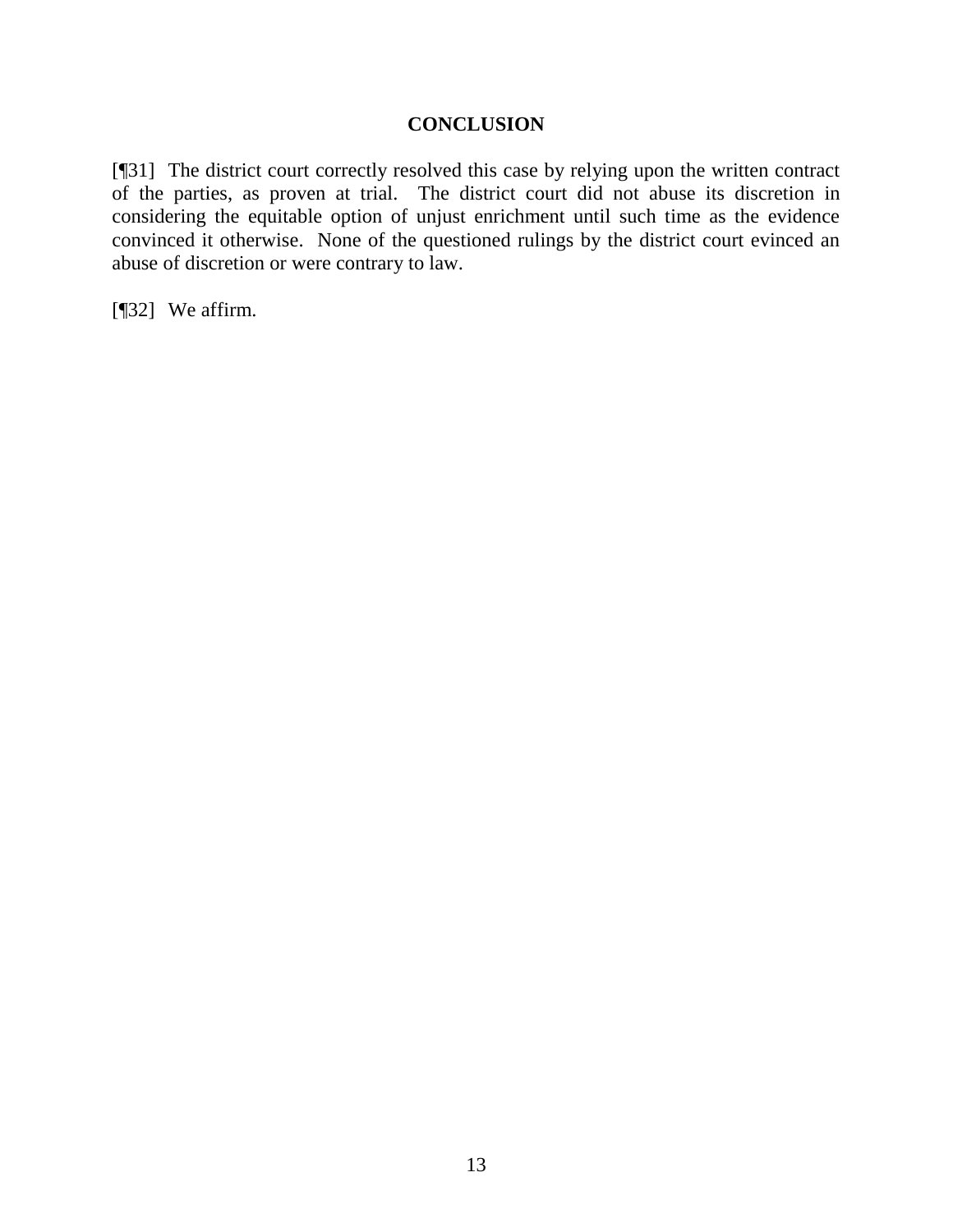## CONCLUSION

[¶31] The district court correctly resolved this case by relying upon the written contract of the parties, as proven at trial. The district court did not abuse its discretion in considering the equitable option of unjust enrichment until such time as the evidence convinced it otherwise. None of the questioned rulings by the district court evinced an abuse of discretion or were contrary to law.

[¶32] We affirm.